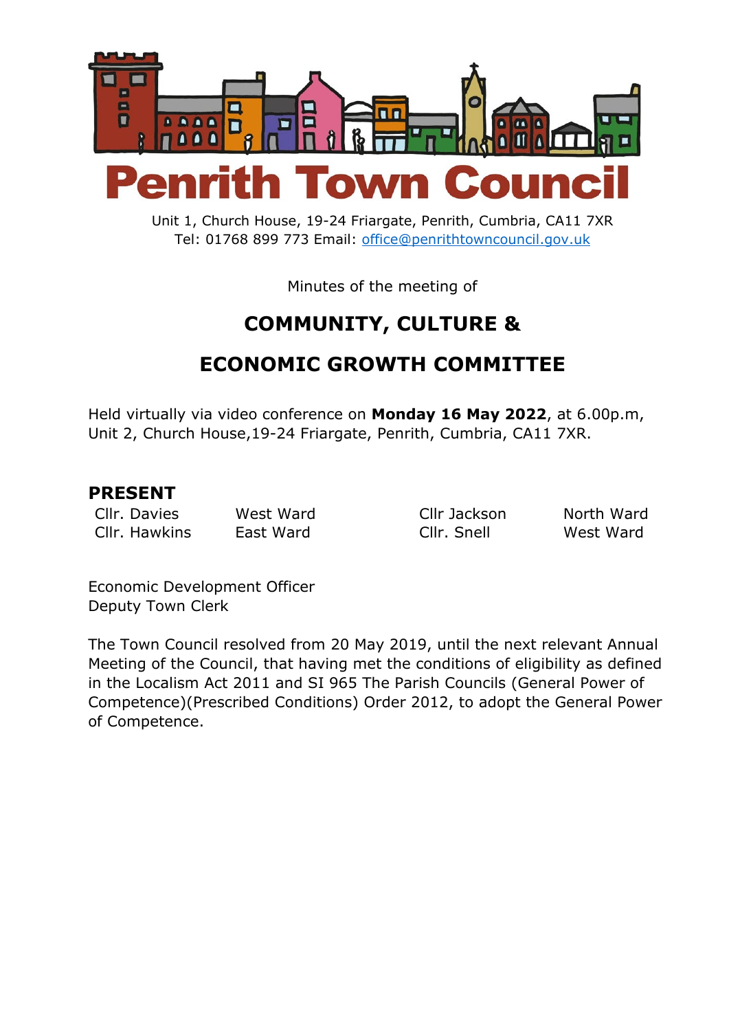# Penrith Town Council

Unit 1, Church House, 19-24 Friargate, Penrith, Cumbria, CA11 7XR
Tel: 01768 899 773 Email: office@penrithtowncouncil.gov.uk

Minutes of the meeting of

## COMMUNITY, CULTURE &

## ECONOMIC GROWTH COMMITTEE

Held virtually via video conference on **Monday 16 May 2022**, at 6.00p.m, Unit 2, Church House,19-24 Friargate, Penrith, Cumbria, CA11 7XR.

### PRESENT

| | | | |
|---|---|---|---|
| Cllr. Davies | West Ward | Cllr Jackson | North Ward |
| Cllr. Hawkins | East Ward | Cllr. Snell | West Ward |

Economic Development Officer
Deputy Town Clerk

The Town Council resolved from 20 May 2019, until the next relevant Annual Meeting of the Council, that having met the conditions of eligibility as defined in the Localism Act 2011 and SI 965 The Parish Councils (General Power of Competence)(Prescribed Conditions) Order 2012, to adopt the General Power of Competence.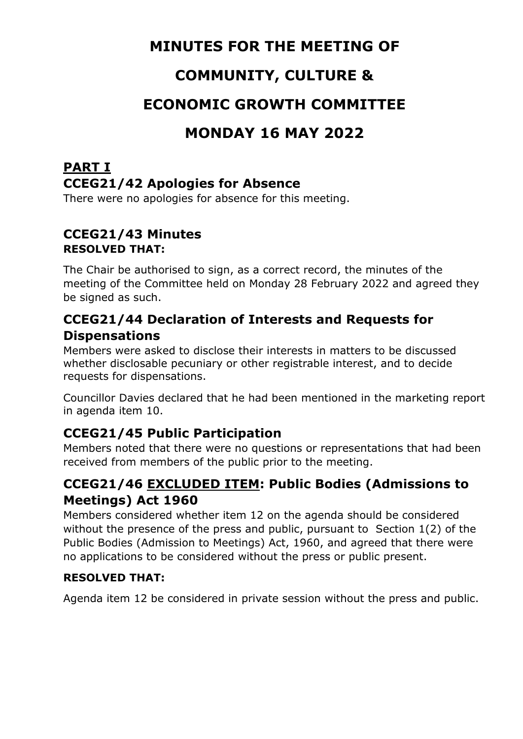# MINUTES FOR THE MEETING OF

# COMMUNITY, CULTURE &

# ECONOMIC GROWTH COMMITTEE

# MONDAY 16 MAY 2022

## PART I

## CCEG21/42 Apologies for Absence

There were no apologies for absence for this meeting.

## CCEG21/43 Minutes

**RESOLVED THAT:**

The Chair be authorised to sign, as a correct record, the minutes of the meeting of the Committee held on Monday 28 February 2022 and agreed they be signed as such.

## CCEG21/44 Declaration of Interests and Requests for Dispensations

Members were asked to disclose their interests in matters to be discussed whether disclosable pecuniary or other registrable interest, and to decide requests for dispensations.

Councillor Davies declared that he had been mentioned in the marketing report in agenda item 10.

## CCEG21/45 Public Participation

Members noted that there were no questions or representations that had been received from members of the public prior to the meeting.

## CCEG21/46 EXCLUDED ITEM: Public Bodies (Admissions to Meetings) Act 1960

Members considered whether item 12 on the agenda should be considered without the presence of the press and public, pursuant to Section 1(2) of the Public Bodies (Admission to Meetings) Act, 1960, and agreed that there were no applications to be considered without the press or public present.

**RESOLVED THAT:**

Agenda item 12 be considered in private session without the press and public.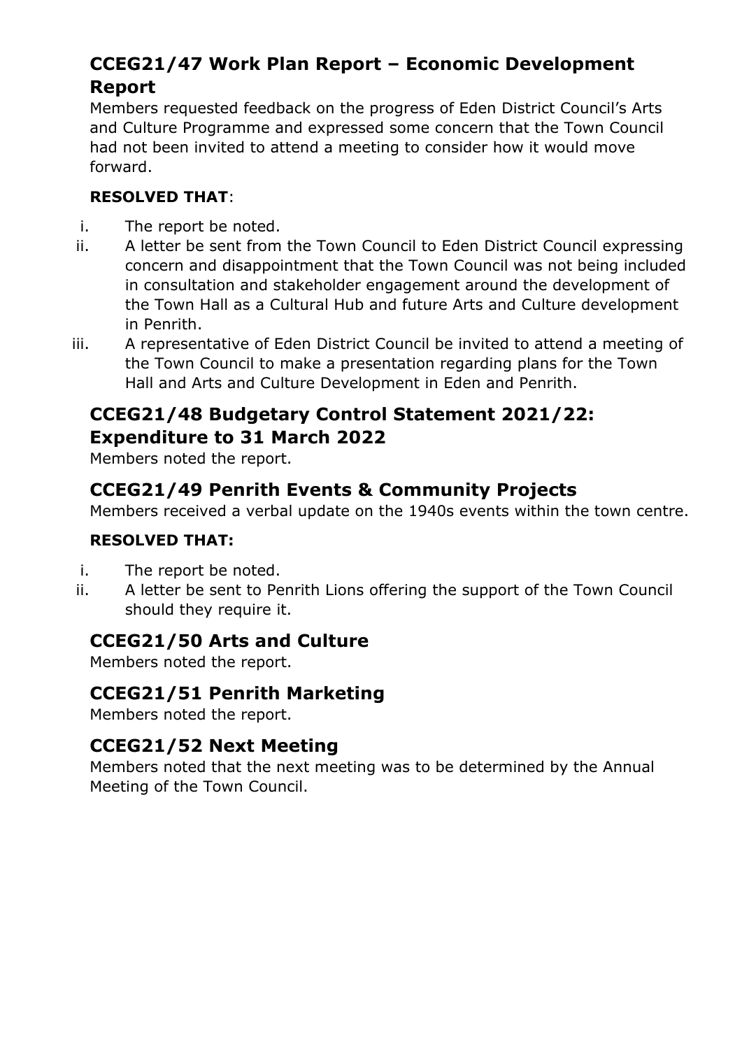## CCEG21/47 Work Plan Report – Economic Development Report

Members requested feedback on the progress of Eden District Council's Arts and Culture Programme and expressed some concern that the Town Council had not been invited to attend a meeting to consider how it would move forward.

**RESOLVED THAT**:

i. The report be noted.
ii. A letter be sent from the Town Council to Eden District Council expressing concern and disappointment that the Town Council was not being included in consultation and stakeholder engagement around the development of the Town Hall as a Cultural Hub and future Arts and Culture development in Penrith.
iii. A representative of Eden District Council be invited to attend a meeting of the Town Council to make a presentation regarding plans for the Town Hall and Arts and Culture Development in Eden and Penrith.

## CCEG21/48 Budgetary Control Statement 2021/22: Expenditure to 31 March 2022

Members noted the report.

## CCEG21/49 Penrith Events & Community Projects

Members received a verbal update on the 1940s events within the town centre.

**RESOLVED THAT:**

i. The report be noted.
ii. A letter be sent to Penrith Lions offering the support of the Town Council should they require it.

## CCEG21/50 Arts and Culture

Members noted the report.

## CCEG21/51 Penrith Marketing

Members noted the report.

## CCEG21/52 Next Meeting

Members noted that the next meeting was to be determined by the Annual Meeting of the Town Council.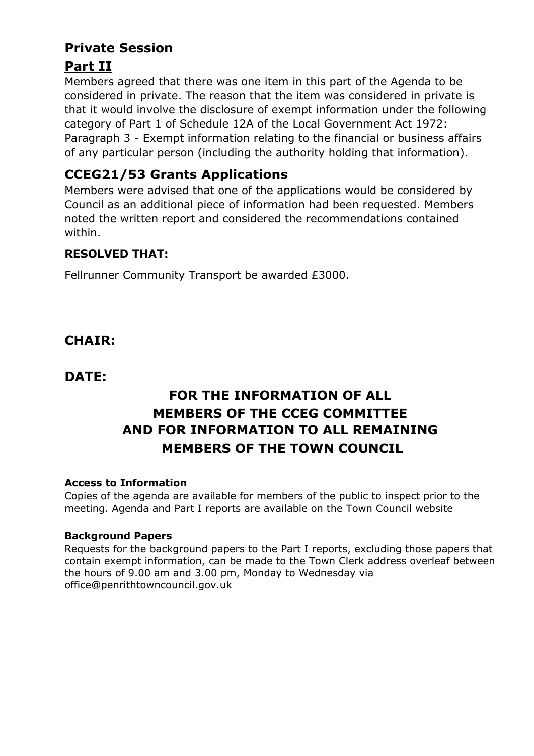## Private Session

## Part II

Members agreed that there was one item in this part of the Agenda to be considered in private. The reason that the item was considered in private is that it would involve the disclosure of exempt information under the following category of Part 1 of Schedule 12A of the Local Government Act 1972: Paragraph 3 - Exempt information relating to the financial or business affairs of any particular person (including the authority holding that information).

## CCEG21/53 Grants Applications

Members were advised that one of the applications would be considered by Council as an additional piece of information had been requested. Members noted the written report and considered the recommendations contained within.

**RESOLVED THAT:**

Fellrunner Community Transport be awarded £3000.

**CHAIR:**

**DATE:**

**FOR THE INFORMATION OF ALL MEMBERS OF THE CCEG COMMITTEE AND FOR INFORMATION TO ALL REMAINING MEMBERS OF THE TOWN COUNCIL**

**Access to Information**

Copies of the agenda are available for members of the public to inspect prior to the meeting. Agenda and Part I reports are available on the Town Council website

**Background Papers**

Requests for the background papers to the Part I reports, excluding those papers that contain exempt information, can be made to the Town Clerk address overleaf between the hours of 9.00 am and 3.00 pm, Monday to Wednesday via office@penrithtowncouncil.gov.uk